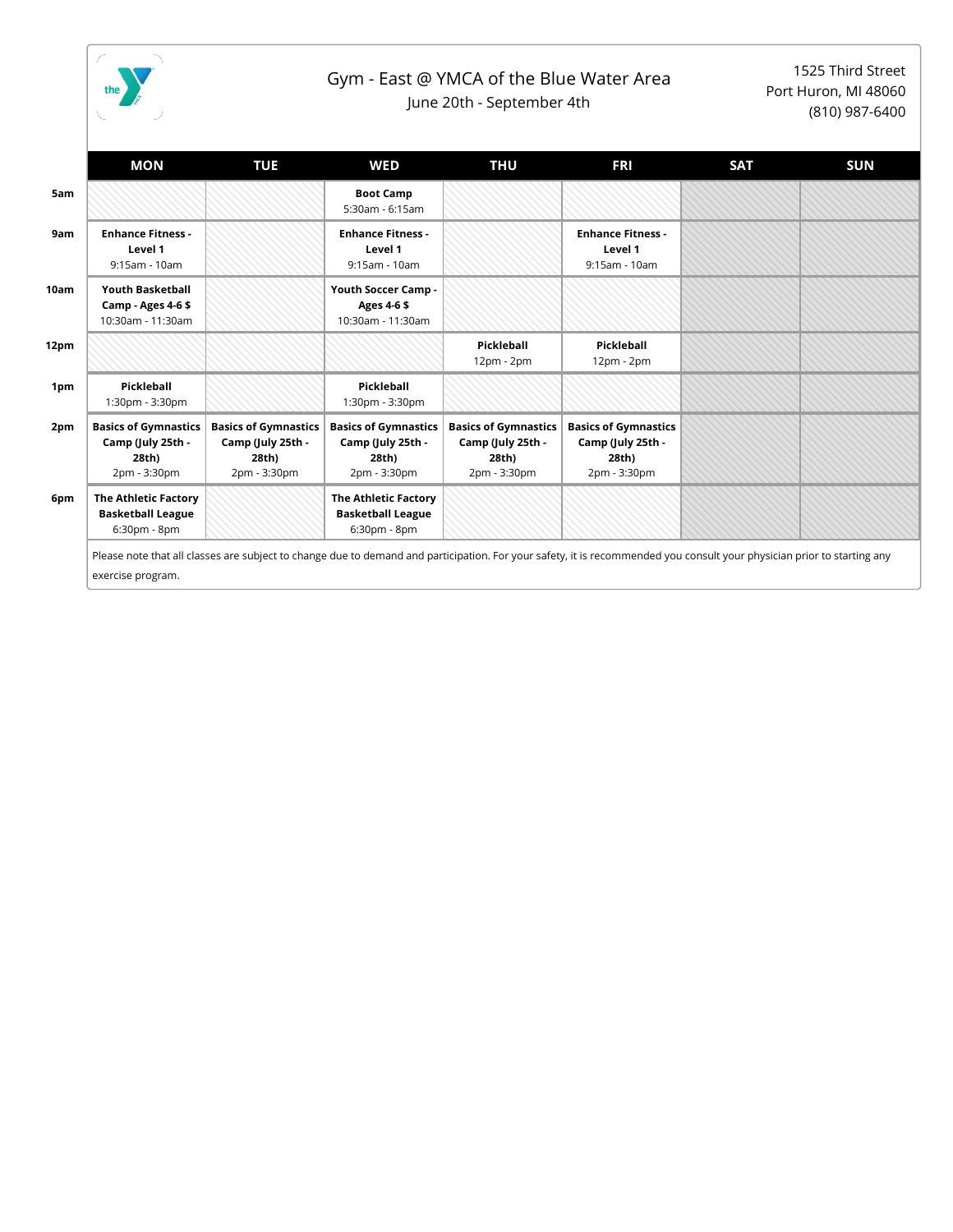# Gym - East @ YMCA of the Blue Water Area

June 20th - September 4th

1525 Third Street
Port Huron, MI 48060
(810) 987-6400

| | MON | TUE | WED | THU | FRI | SAT | SUN |
|---|---|---|---|---|---|---|---|
| 5am | | | **Boot Camp** 5:30am - 6:15am | | | | |
| 9am | **Enhance Fitness - Level 1** 9:15am - 10am | | **Enhance Fitness - Level 1** 9:15am - 10am | | **Enhance Fitness - Level 1** 9:15am - 10am | | |
| 10am | **Youth Basketball Camp - Ages 4-6 $** 10:30am - 11:30am | | **Youth Soccer Camp - Ages 4-6 $** 10:30am - 11:30am | | | | |
| 12pm | | | | **Pickleball** 12pm - 2pm | **Pickleball** 12pm - 2pm | | |
| 1pm | **Pickleball** 1:30pm - 3:30pm | | **Pickleball** 1:30pm - 3:30pm | | | | |
| 2pm | **Basics of Gymnastics Camp (July 25th - 28th)** 2pm - 3:30pm | **Basics of Gymnastics Camp (July 25th - 28th)** 2pm - 3:30pm | **Basics of Gymnastics Camp (July 25th - 28th)** 2pm - 3:30pm | **Basics of Gymnastics Camp (July 25th - 28th)** 2pm - 3:30pm | **Basics of Gymnastics Camp (July 25th - 28th)** 2pm - 3:30pm | | |
| 6pm | **The Athletic Factory Basketball League** 6:30pm - 8pm | | **The Athletic Factory Basketball League** 6:30pm - 8pm | | | | |

Please note that all classes are subject to change due to demand and participation. For your safety, it is recommended you consult your physician prior to starting any exercise program.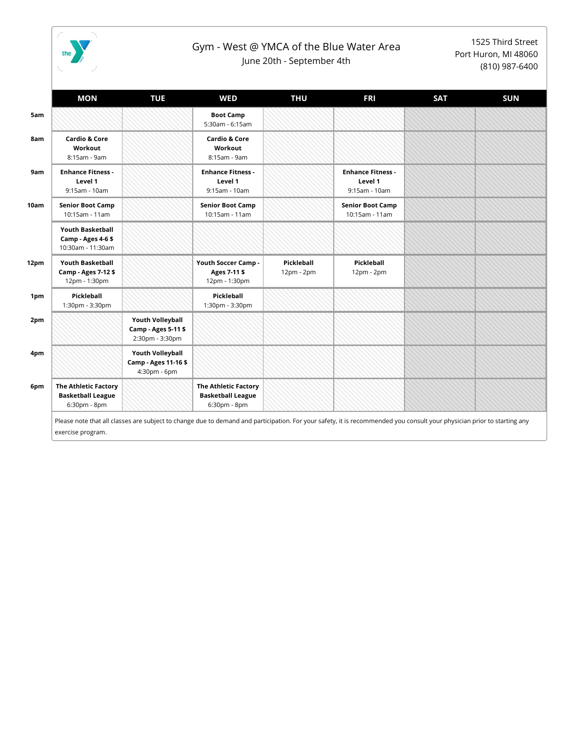# Gym - West @ YMCA of the Blue Water Area

June 20th - September 4th

1525 Third Street
Port Huron, MI 48060
(810) 987-6400

| | MON | TUE | WED | THU | FRI | SAT | SUN |
|---|---|---|---|---|---|---|---|
| 5am | | | **Boot Camp** 5:30am - 6:15am | | | | |
| 8am | **Cardio & Core Workout** 8:15am - 9am | | **Cardio & Core Workout** 8:15am - 9am | | | | |
| 9am | **Enhance Fitness - Level 1** 9:15am - 10am | | **Enhance Fitness - Level 1** 9:15am - 10am | | **Enhance Fitness - Level 1** 9:15am - 10am | | |
| 10am | **Senior Boot Camp** 10:15am - 11am | | **Senior Boot Camp** 10:15am - 11am | | **Senior Boot Camp** 10:15am - 11am | | |
| | **Youth Basketball Camp - Ages 4-6 $** 10:30am - 11:30am | | | | | | |
| 12pm | **Youth Basketball Camp - Ages 7-12 $** 12pm - 1:30pm | | **Youth Soccer Camp - Ages 7-11 $** 12pm - 1:30pm | **Pickleball** 12pm - 2pm | **Pickleball** 12pm - 2pm | | |
| 1pm | **Pickleball** 1:30pm - 3:30pm | | **Pickleball** 1:30pm - 3:30pm | | | | |
| 2pm | | **Youth Volleyball Camp - Ages 5-11 $** 2:30pm - 3:30pm | | | | | |
| 4pm | | **Youth Volleyball Camp - Ages 11-16 $** 4:30pm - 6pm | | | | | |
| 6pm | **The Athletic Factory Basketball League** 6:30pm - 8pm | | **The Athletic Factory Basketball League** 6:30pm - 8pm | | | | |

Please note that all classes are subject to change due to demand and participation. For your safety, it is recommended you consult your physician prior to starting any exercise program.